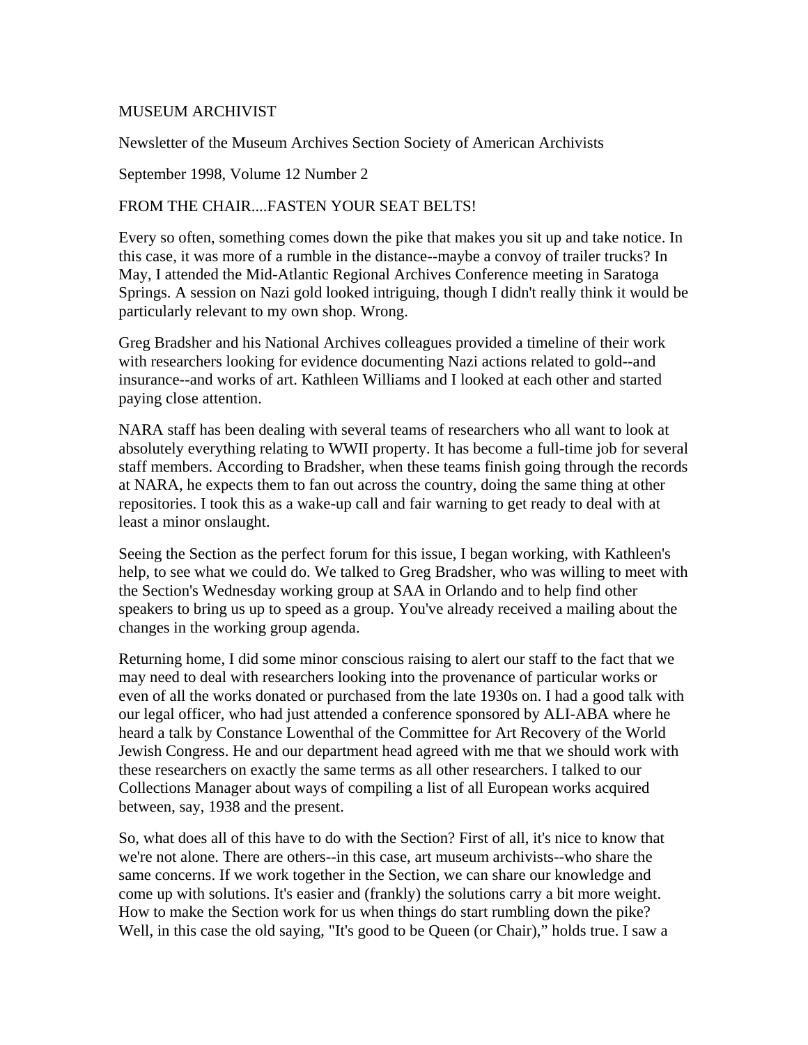# MUSEUM ARCHIVIST

Newsletter of the Museum Archives Section Society of American Archivists

September 1998, Volume 12 Number 2

## FROM THE CHAIR....FASTEN YOUR SEAT BELTS!

Every so often, something comes down the pike that makes you sit up and take notice. In this case, it was more of a rumble in the distance--maybe a convoy of trailer trucks? In May, I attended the Mid-Atlantic Regional Archives Conference meeting in Saratoga Springs. A session on Nazi gold looked intriguing, though I didn't really think it would be particularly relevant to my own shop. Wrong.

Greg Bradsher and his National Archives colleagues provided a timeline of their work with researchers looking for evidence documenting Nazi actions related to gold--and insurance--and works of art. Kathleen Williams and I looked at each other and started paying close attention.

NARA staff has been dealing with several teams of researchers who all want to look at absolutely everything relating to WWII property. It has become a full-time job for several staff members. According to Bradsher, when these teams finish going through the records at NARA, he expects them to fan out across the country, doing the same thing at other repositories. I took this as a wake-up call and fair warning to get ready to deal with at least a minor onslaught.

Seeing the Section as the perfect forum for this issue, I began working, with Kathleen's help, to see what we could do. We talked to Greg Bradsher, who was willing to meet with the Section's Wednesday working group at SAA in Orlando and to help find other speakers to bring us up to speed as a group. You've already received a mailing about the changes in the working group agenda.

Returning home, I did some minor conscious raising to alert our staff to the fact that we may need to deal with researchers looking into the provenance of particular works or even of all the works donated or purchased from the late 1930s on. I had a good talk with our legal officer, who had just attended a conference sponsored by ALI-ABA where he heard a talk by Constance Lowenthal of the Committee for Art Recovery of the World Jewish Congress. He and our department head agreed with me that we should work with these researchers on exactly the same terms as all other researchers. I talked to our Collections Manager about ways of compiling a list of all European works acquired between, say, 1938 and the present.

So, what does all of this have to do with the Section? First of all, it's nice to know that we're not alone. There are others--in this case, art museum archivists--who share the same concerns. If we work together in the Section, we can share our knowledge and come up with solutions. It's easier and (frankly) the solutions carry a bit more weight. How to make the Section work for us when things do start rumbling down the pike? Well, in this case the old saying, "It's good to be Queen (or Chair)," holds true. I saw a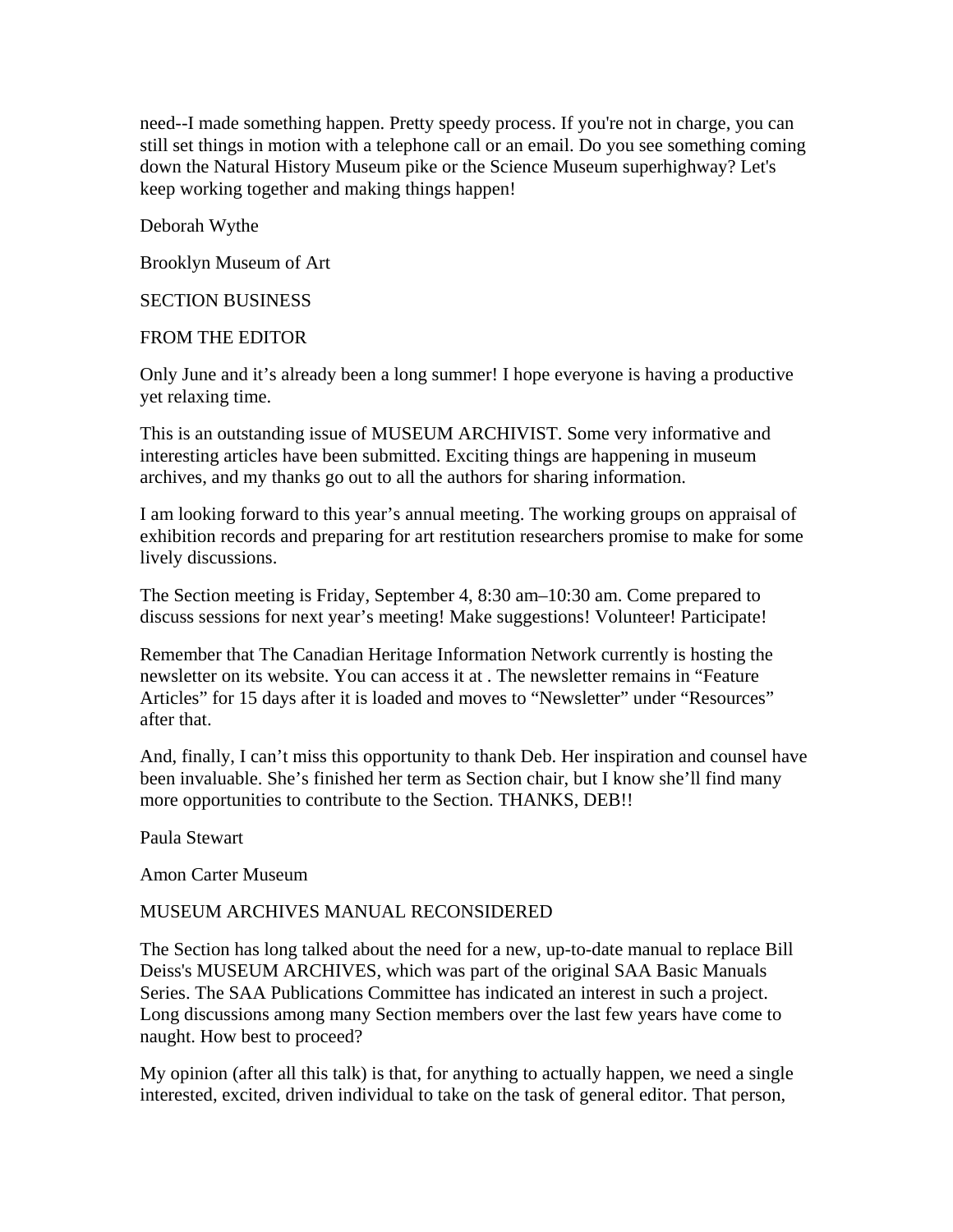need--I made something happen. Pretty speedy process. If you're not in charge, you can still set things in motion with a telephone call or an email. Do you see something coming down the Natural History Museum pike or the Science Museum superhighway? Let's keep working together and making things happen!

Deborah Wythe

Brooklyn Museum of Art

## SECTION BUSINESS

### FROM THE EDITOR

Only June and it's already been a long summer! I hope everyone is having a productive yet relaxing time.

This is an outstanding issue of MUSEUM ARCHIVIST. Some very informative and interesting articles have been submitted. Exciting things are happening in museum archives, and my thanks go out to all the authors for sharing information.

I am looking forward to this year's annual meeting. The working groups on appraisal of exhibition records and preparing for art restitution researchers promise to make for some lively discussions.

The Section meeting is Friday, September 4, 8:30 am–10:30 am. Come prepared to discuss sessions for next year's meeting! Make suggestions! Volunteer! Participate!

Remember that The Canadian Heritage Information Network currently is hosting the newsletter on its website. You can access it at . The newsletter remains in "Feature Articles" for 15 days after it is loaded and moves to "Newsletter" under "Resources" after that.

And, finally, I can't miss this opportunity to thank Deb. Her inspiration and counsel have been invaluable. She's finished her term as Section chair, but I know she'll find many more opportunities to contribute to the Section. THANKS, DEB!!

Paula Stewart

Amon Carter Museum

### MUSEUM ARCHIVES MANUAL RECONSIDERED

The Section has long talked about the need for a new, up-to-date manual to replace Bill Deiss's MUSEUM ARCHIVES, which was part of the original SAA Basic Manuals Series. The SAA Publications Committee has indicated an interest in such a project. Long discussions among many Section members over the last few years have come to naught. How best to proceed?

My opinion (after all this talk) is that, for anything to actually happen, we need a single interested, excited, driven individual to take on the task of general editor. That person,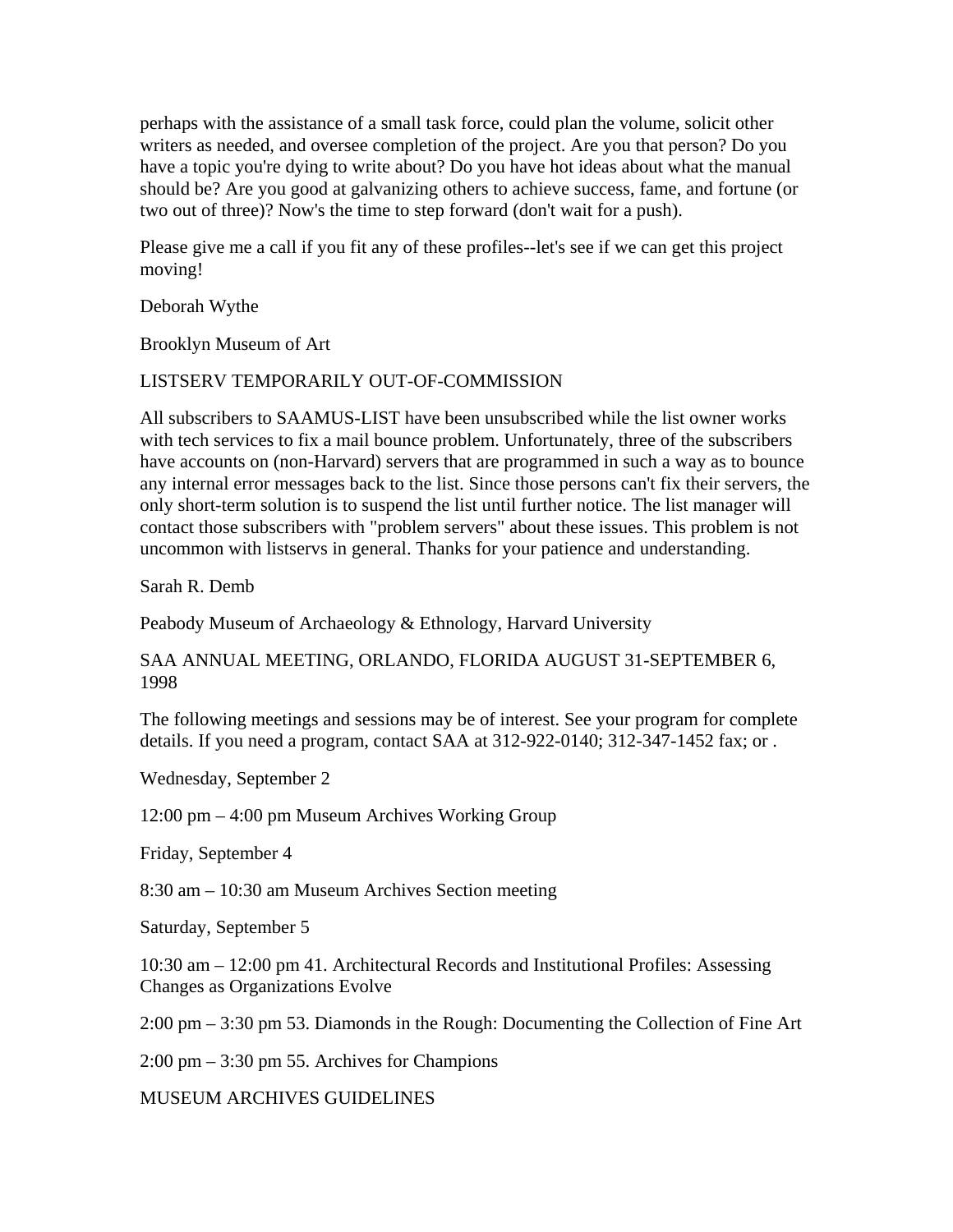perhaps with the assistance of a small task force, could plan the volume, solicit other writers as needed, and oversee completion of the project. Are you that person? Do you have a topic you're dying to write about? Do you have hot ideas about what the manual should be? Are you good at galvanizing others to achieve success, fame, and fortune (or two out of three)? Now's the time to step forward (don't wait for a push).

Please give me a call if you fit any of these profiles--let's see if we can get this project moving!

Deborah Wythe

Brooklyn Museum of Art

## LISTSERV TEMPORARILY OUT-OF-COMMISSION

All subscribers to SAAMUS-LIST have been unsubscribed while the list owner works with tech services to fix a mail bounce problem. Unfortunately, three of the subscribers have accounts on (non-Harvard) servers that are programmed in such a way as to bounce any internal error messages back to the list. Since those persons can't fix their servers, the only short-term solution is to suspend the list until further notice. The list manager will contact those subscribers with "problem servers" about these issues. This problem is not uncommon with listservs in general. Thanks for your patience and understanding.

Sarah R. Demb

Peabody Museum of Archaeology & Ethnology, Harvard University

## SAA ANNUAL MEETING, ORLANDO, FLORIDA AUGUST 31-SEPTEMBER 6, 1998

The following meetings and sessions may be of interest. See your program for complete details. If you need a program, contact SAA at 312-922-0140; 312-347-1452 fax; or .

Wednesday, September 2

12:00 pm – 4:00 pm Museum Archives Working Group

Friday, September 4

8:30 am – 10:30 am Museum Archives Section meeting

Saturday, September 5

10:30 am – 12:00 pm 41. Architectural Records and Institutional Profiles: Assessing Changes as Organizations Evolve

2:00 pm – 3:30 pm 53. Diamonds in the Rough: Documenting the Collection of Fine Art

2:00 pm – 3:30 pm 55. Archives for Champions

## MUSEUM ARCHIVES GUIDELINES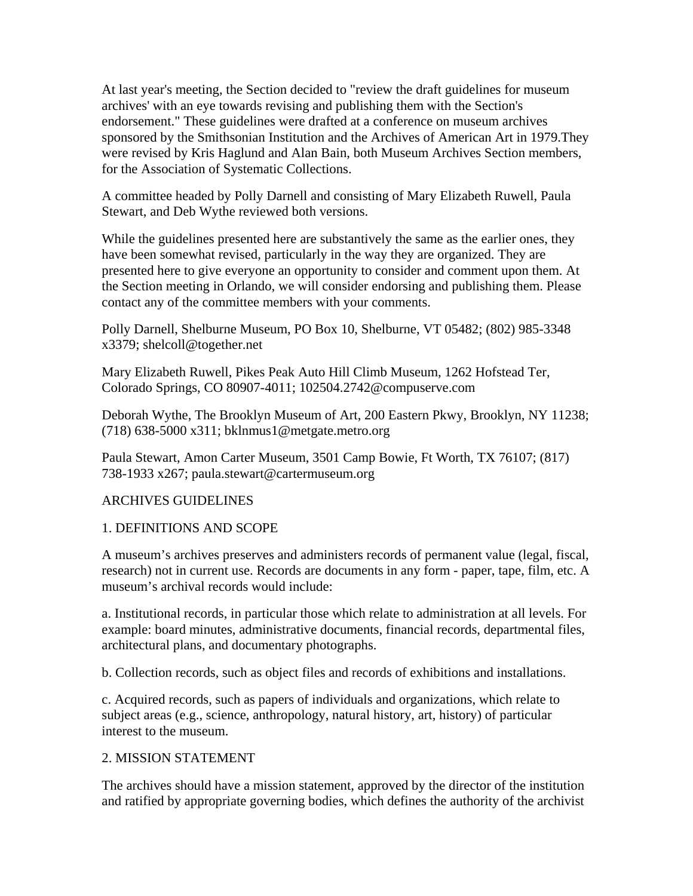At last year's meeting, the Section decided to "review the draft guidelines for museum archives' with an eye towards revising and publishing them with the Section's endorsement." These guidelines were drafted at a conference on museum archives sponsored by the Smithsonian Institution and the Archives of American Art in 1979.They were revised by Kris Haglund and Alan Bain, both Museum Archives Section members, for the Association of Systematic Collections.

A committee headed by Polly Darnell and consisting of Mary Elizabeth Ruwell, Paula Stewart, and Deb Wythe reviewed both versions.

While the guidelines presented here are substantively the same as the earlier ones, they have been somewhat revised, particularly in the way they are organized. They are presented here to give everyone an opportunity to consider and comment upon them. At the Section meeting in Orlando, we will consider endorsing and publishing them. Please contact any of the committee members with your comments.

Polly Darnell, Shelburne Museum, PO Box 10, Shelburne, VT 05482; (802) 985-3348 x3379; shelcoll@together.net

Mary Elizabeth Ruwell, Pikes Peak Auto Hill Climb Museum, 1262 Hofstead Ter, Colorado Springs, CO 80907-4011; 102504.2742@compuserve.com

Deborah Wythe, The Brooklyn Museum of Art, 200 Eastern Pkwy, Brooklyn, NY 11238; (718) 638-5000 x311; bklnmus1@metgate.metro.org

Paula Stewart, Amon Carter Museum, 3501 Camp Bowie, Ft Worth, TX 76107; (817) 738-1933 x267; paula.stewart@cartermuseum.org

## ARCHIVES GUIDELINES

### 1. DEFINITIONS AND SCOPE

A museum's archives preserves and administers records of permanent value (legal, fiscal, research) not in current use. Records are documents in any form - paper, tape, film, etc. A museum's archival records would include:

a. Institutional records, in particular those which relate to administration at all levels. For example: board minutes, administrative documents, financial records, departmental files, architectural plans, and documentary photographs.

b. Collection records, such as object files and records of exhibitions and installations.

c. Acquired records, such as papers of individuals and organizations, which relate to subject areas (e.g., science, anthropology, natural history, art, history) of particular interest to the museum.

### 2. MISSION STATEMENT

The archives should have a mission statement, approved by the director of the institution and ratified by appropriate governing bodies, which defines the authority of the archivist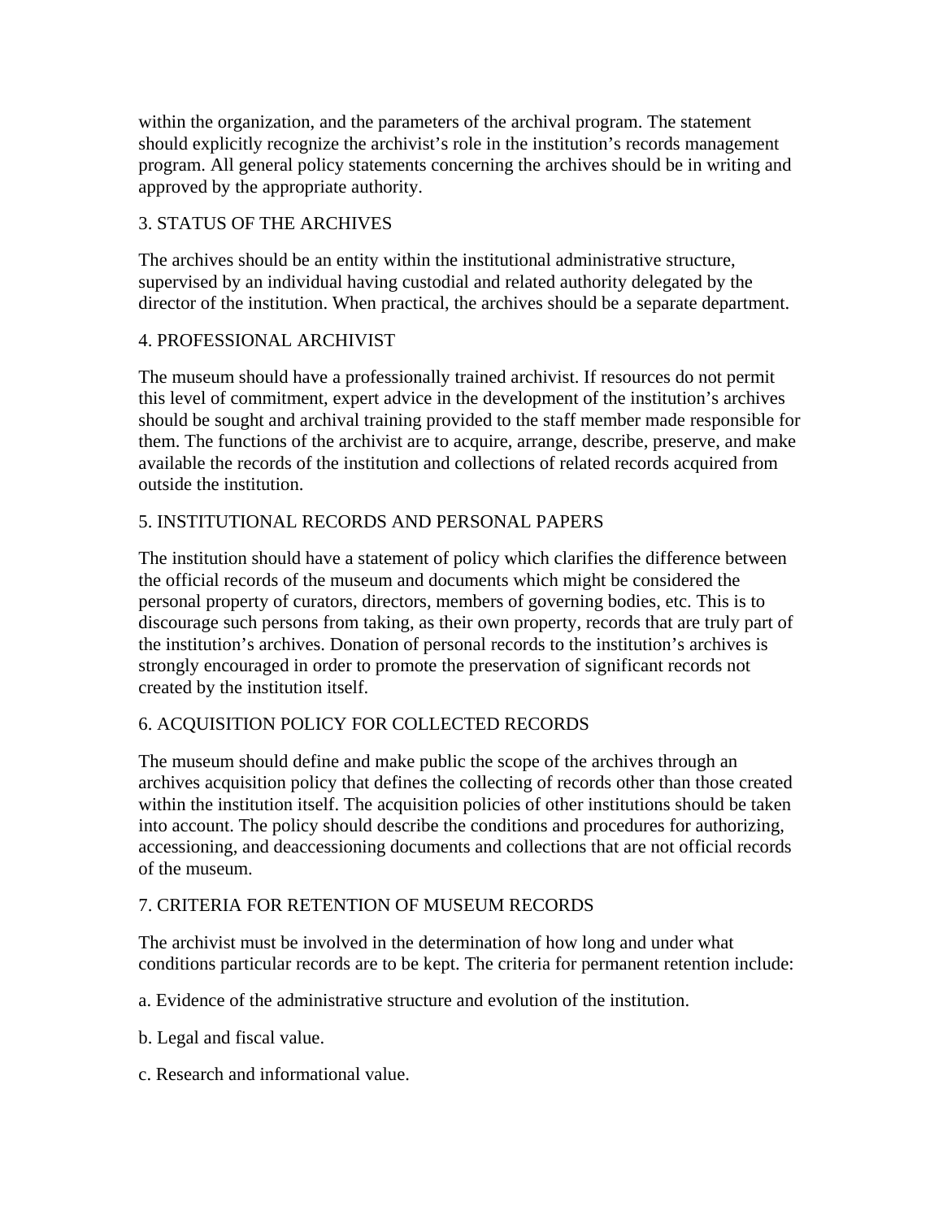within the organization, and the parameters of the archival program. The statement should explicitly recognize the archivist's role in the institution's records management program. All general policy statements concerning the archives should be in writing and approved by the appropriate authority.

## 3. STATUS OF THE ARCHIVES

The archives should be an entity within the institutional administrative structure, supervised by an individual having custodial and related authority delegated by the director of the institution. When practical, the archives should be a separate department.

## 4. PROFESSIONAL ARCHIVIST

The museum should have a professionally trained archivist. If resources do not permit this level of commitment, expert advice in the development of the institution's archives should be sought and archival training provided to the staff member made responsible for them. The functions of the archivist are to acquire, arrange, describe, preserve, and make available the records of the institution and collections of related records acquired from outside the institution.

## 5. INSTITUTIONAL RECORDS AND PERSONAL PAPERS

The institution should have a statement of policy which clarifies the difference between the official records of the museum and documents which might be considered the personal property of curators, directors, members of governing bodies, etc. This is to discourage such persons from taking, as their own property, records that are truly part of the institution's archives. Donation of personal records to the institution's archives is strongly encouraged in order to promote the preservation of significant records not created by the institution itself.

## 6. ACQUISITION POLICY FOR COLLECTED RECORDS

The museum should define and make public the scope of the archives through an archives acquisition policy that defines the collecting of records other than those created within the institution itself. The acquisition policies of other institutions should be taken into account. The policy should describe the conditions and procedures for authorizing, accessioning, and deaccessioning documents and collections that are not official records of the museum.

## 7. CRITERIA FOR RETENTION OF MUSEUM RECORDS

The archivist must be involved in the determination of how long and under what conditions particular records are to be kept. The criteria for permanent retention include:

a. Evidence of the administrative structure and evolution of the institution.

b. Legal and fiscal value.

c. Research and informational value.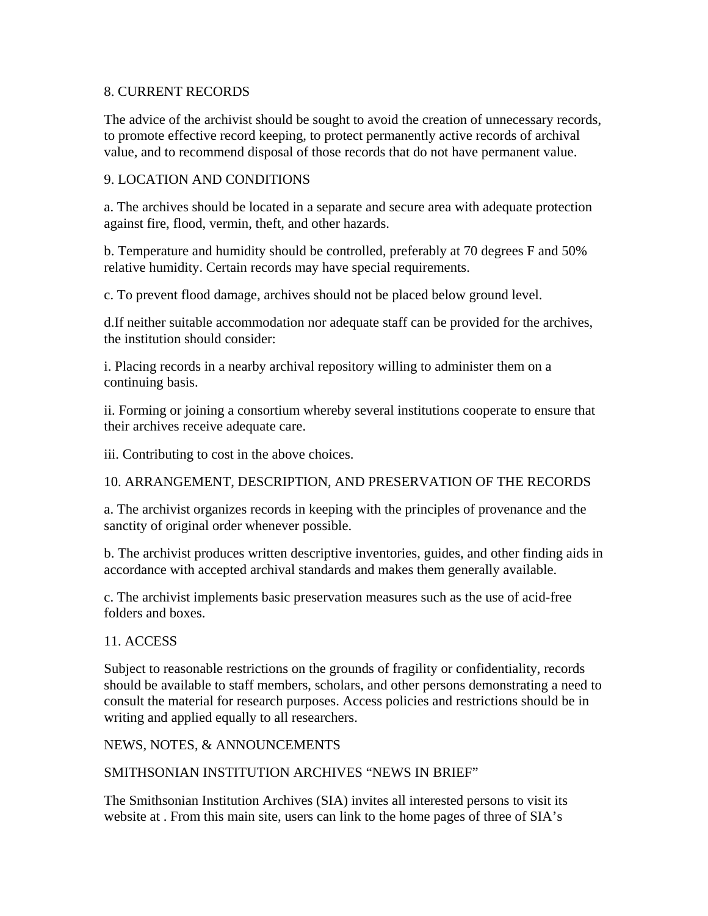8. CURRENT RECORDS

The advice of the archivist should be sought to avoid the creation of unnecessary records, to promote effective record keeping, to protect permanently active records of archival value, and to recommend disposal of those records that do not have permanent value.

9. LOCATION AND CONDITIONS

a. The archives should be located in a separate and secure area with adequate protection against fire, flood, vermin, theft, and other hazards.

b. Temperature and humidity should be controlled, preferably at 70 degrees F and 50% relative humidity. Certain records may have special requirements.

c. To prevent flood damage, archives should not be placed below ground level.

d.If neither suitable accommodation nor adequate staff can be provided for the archives, the institution should consider:

i. Placing records in a nearby archival repository willing to administer them on a continuing basis.

ii. Forming or joining a consortium whereby several institutions cooperate to ensure that their archives receive adequate care.

iii. Contributing to cost in the above choices.

10. ARRANGEMENT, DESCRIPTION, AND PRESERVATION OF THE RECORDS

a. The archivist organizes records in keeping with the principles of provenance and the sanctity of original order whenever possible.

b. The archivist produces written descriptive inventories, guides, and other finding aids in accordance with accepted archival standards and makes them generally available.

c. The archivist implements basic preservation measures such as the use of acid-free folders and boxes.

11. ACCESS

Subject to reasonable restrictions on the grounds of fragility or confidentiality, records should be available to staff members, scholars, and other persons demonstrating a need to consult the material for research purposes. Access policies and restrictions should be in writing and applied equally to all researchers.

NEWS, NOTES, & ANNOUNCEMENTS

SMITHSONIAN INSTITUTION ARCHIVES “NEWS IN BRIEF”

The Smithsonian Institution Archives (SIA) invites all interested persons to visit its website at . From this main site, users can link to the home pages of three of SIA’s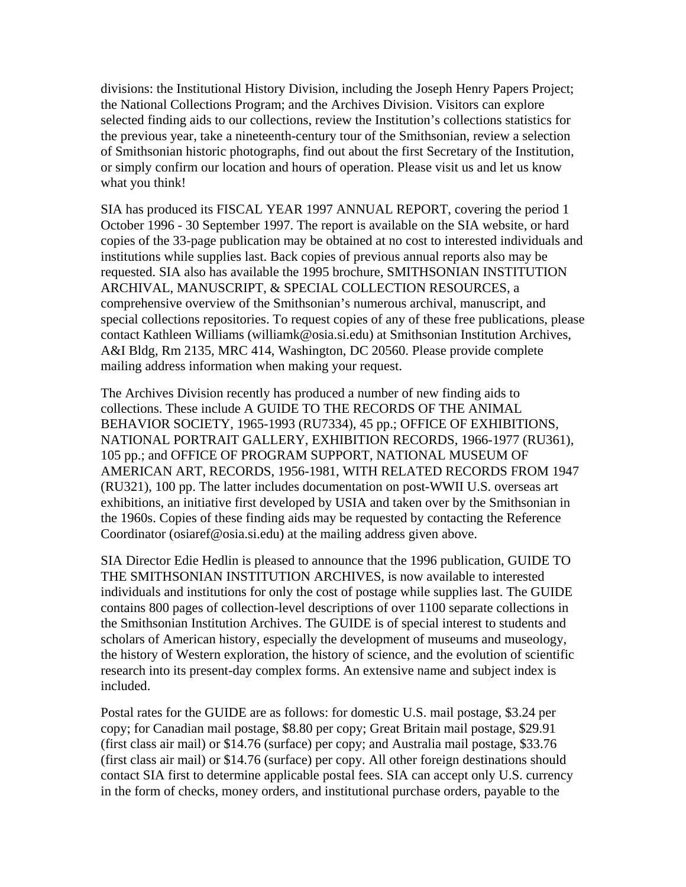divisions: the Institutional History Division, including the Joseph Henry Papers Project; the National Collections Program; and the Archives Division. Visitors can explore selected finding aids to our collections, review the Institution's collections statistics for the previous year, take a nineteenth-century tour of the Smithsonian, review a selection of Smithsonian historic photographs, find out about the first Secretary of the Institution, or simply confirm our location and hours of operation. Please visit us and let us know what you think!

SIA has produced its FISCAL YEAR 1997 ANNUAL REPORT, covering the period 1 October 1996 - 30 September 1997. The report is available on the SIA website, or hard copies of the 33-page publication may be obtained at no cost to interested individuals and institutions while supplies last. Back copies of previous annual reports also may be requested. SIA also has available the 1995 brochure, SMITHSONIAN INSTITUTION ARCHIVAL, MANUSCRIPT, & SPECIAL COLLECTION RESOURCES, a comprehensive overview of the Smithsonian's numerous archival, manuscript, and special collections repositories. To request copies of any of these free publications, please contact Kathleen Williams (williamk@osia.si.edu) at Smithsonian Institution Archives, A&I Bldg, Rm 2135, MRC 414, Washington, DC 20560. Please provide complete mailing address information when making your request.

The Archives Division recently has produced a number of new finding aids to collections. These include A GUIDE TO THE RECORDS OF THE ANIMAL BEHAVIOR SOCIETY, 1965-1993 (RU7334), 45 pp.; OFFICE OF EXHIBITIONS, NATIONAL PORTRAIT GALLERY, EXHIBITION RECORDS, 1966-1977 (RU361), 105 pp.; and OFFICE OF PROGRAM SUPPORT, NATIONAL MUSEUM OF AMERICAN ART, RECORDS, 1956-1981, WITH RELATED RECORDS FROM 1947 (RU321), 100 pp. The latter includes documentation on post-WWII U.S. overseas art exhibitions, an initiative first developed by USIA and taken over by the Smithsonian in the 1960s. Copies of these finding aids may be requested by contacting the Reference Coordinator (osiaref@osia.si.edu) at the mailing address given above.

SIA Director Edie Hedlin is pleased to announce that the 1996 publication, GUIDE TO THE SMITHSONIAN INSTITUTION ARCHIVES, is now available to interested individuals and institutions for only the cost of postage while supplies last. The GUIDE contains 800 pages of collection-level descriptions of over 1100 separate collections in the Smithsonian Institution Archives. The GUIDE is of special interest to students and scholars of American history, especially the development of museums and museology, the history of Western exploration, the history of science, and the evolution of scientific research into its present-day complex forms. An extensive name and subject index is included.

Postal rates for the GUIDE are as follows: for domestic U.S. mail postage, $3.24 per copy; for Canadian mail postage, $8.80 per copy; Great Britain mail postage, $29.91 (first class air mail) or $14.76 (surface) per copy; and Australia mail postage, $33.76 (first class air mail) or $14.76 (surface) per copy. All other foreign destinations should contact SIA first to determine applicable postal fees. SIA can accept only U.S. currency in the form of checks, money orders, and institutional purchase orders, payable to the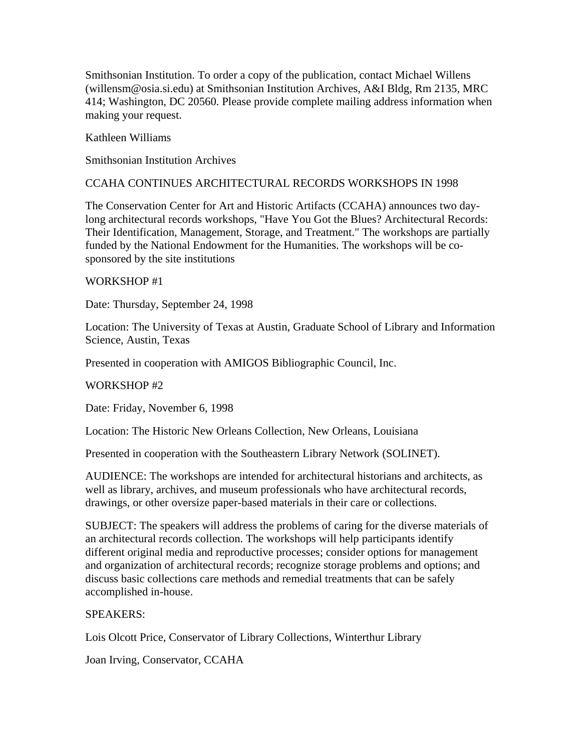Smithsonian Institution. To order a copy of the publication, contact Michael Willens (willensm@osia.si.edu) at Smithsonian Institution Archives, A&I Bldg, Rm 2135, MRC 414; Washington, DC 20560. Please provide complete mailing address information when making your request.

Kathleen Williams

Smithsonian Institution Archives

CCAHA CONTINUES ARCHITECTURAL RECORDS WORKSHOPS IN 1998

The Conservation Center for Art and Historic Artifacts (CCAHA) announces two day-long architectural records workshops, "Have You Got the Blues? Architectural Records: Their Identification, Management, Storage, and Treatment." The workshops are partially funded by the National Endowment for the Humanities. The workshops will be co-sponsored by the site institutions

WORKSHOP #1

Date: Thursday, September 24, 1998

Location: The University of Texas at Austin, Graduate School of Library and Information Science, Austin, Texas

Presented in cooperation with AMIGOS Bibliographic Council, Inc.

WORKSHOP #2

Date: Friday, November 6, 1998

Location: The Historic New Orleans Collection, New Orleans, Louisiana

Presented in cooperation with the Southeastern Library Network (SOLINET).

AUDIENCE: The workshops are intended for architectural historians and architects, as well as library, archives, and museum professionals who have architectural records, drawings, or other oversize paper-based materials in their care or collections.

SUBJECT: The speakers will address the problems of caring for the diverse materials of an architectural records collection. The workshops will help participants identify different original media and reproductive processes; consider options for management and organization of architectural records; recognize storage problems and options; and discuss basic collections care methods and remedial treatments that can be safely accomplished in-house.

SPEAKERS:

Lois Olcott Price, Conservator of Library Collections, Winterthur Library

Joan Irving, Conservator, CCAHA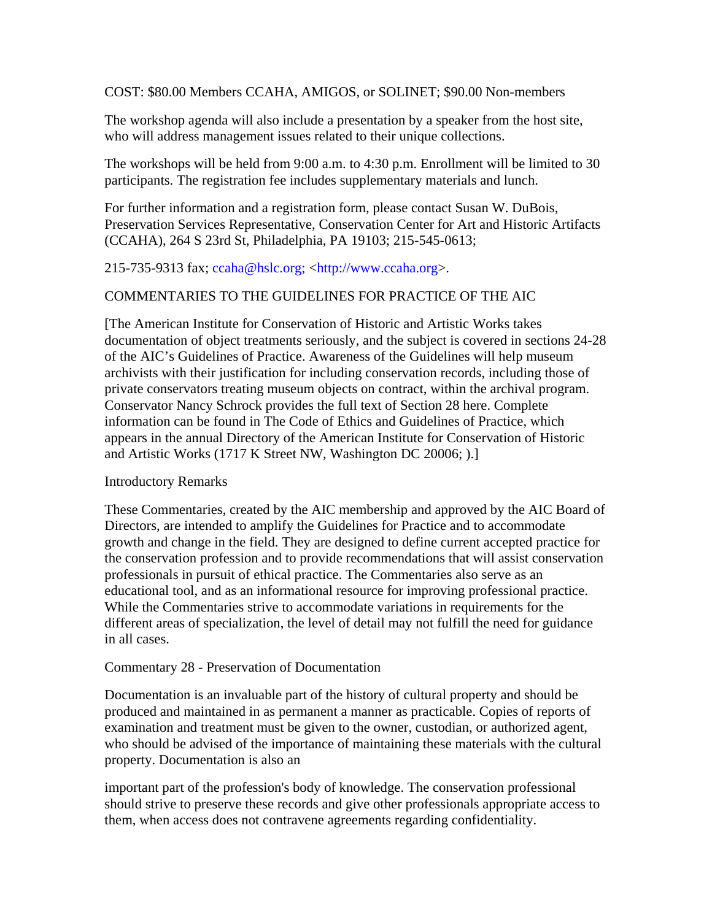COST: $80.00 Members CCAHA, AMIGOS, or SOLINET; $90.00 Non-members

The workshop agenda will also include a presentation by a speaker from the host site, who will address management issues related to their unique collections.

The workshops will be held from 9:00 a.m. to 4:30 p.m. Enrollment will be limited to 30 participants. The registration fee includes supplementary materials and lunch.

For further information and a registration form, please contact Susan W. DuBois, Preservation Services Representative, Conservation Center for Art and Historic Artifacts (CCAHA), 264 S 23rd St, Philadelphia, PA 19103; 215-545-0613;

215-735-9313 fax; ccaha@hslc.org; <http://www.ccaha.org>.

COMMENTARIES TO THE GUIDELINES FOR PRACTICE OF THE AIC

[The American Institute for Conservation of Historic and Artistic Works takes documentation of object treatments seriously, and the subject is covered in sections 24-28 of the AIC's Guidelines of Practice. Awareness of the Guidelines will help museum archivists with their justification for including conservation records, including those of private conservators treating museum objects on contract, within the archival program. Conservator Nancy Schrock provides the full text of Section 28 here. Complete information can be found in The Code of Ethics and Guidelines of Practice, which appears in the annual Directory of the American Institute for Conservation of Historic and Artistic Works (1717 K Street NW, Washington DC 20006; ).]

Introductory Remarks

These Commentaries, created by the AIC membership and approved by the AIC Board of Directors, are intended to amplify the Guidelines for Practice and to accommodate growth and change in the field. They are designed to define current accepted practice for the conservation profession and to provide recommendations that will assist conservation professionals in pursuit of ethical practice. The Commentaries also serve as an educational tool, and as an informational resource for improving professional practice. While the Commentaries strive to accommodate variations in requirements for the different areas of specialization, the level of detail may not fulfill the need for guidance in all cases.

Commentary 28 - Preservation of Documentation

Documentation is an invaluable part of the history of cultural property and should be produced and maintained in as permanent a manner as practicable. Copies of reports of examination and treatment must be given to the owner, custodian, or authorized agent, who should be advised of the importance of maintaining these materials with the cultural property. Documentation is also an important part of the profession's body of knowledge. The conservation professional should strive to preserve these records and give other professionals appropriate access to them, when access does not contravene agreements regarding confidentiality.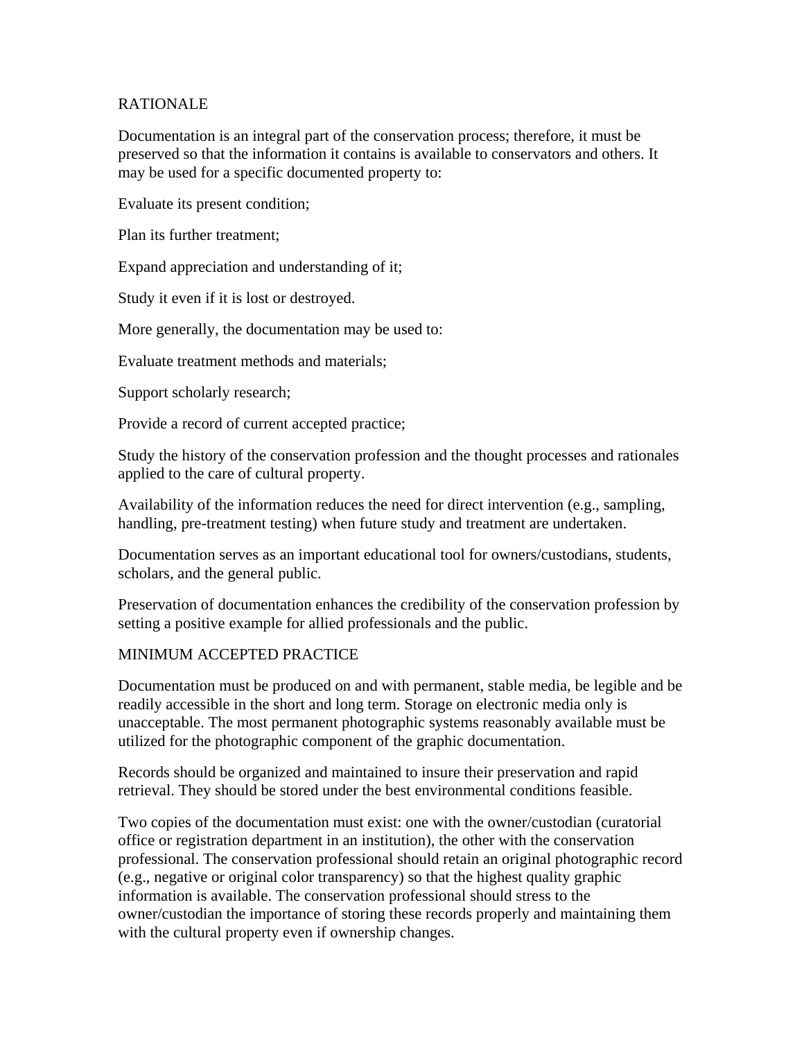## RATIONALE

Documentation is an integral part of the conservation process; therefore, it must be preserved so that the information it contains is available to conservators and others. It may be used for a specific documented property to:

Evaluate its present condition;

Plan its further treatment;

Expand appreciation and understanding of it;

Study it even if it is lost or destroyed.

More generally, the documentation may be used to:

Evaluate treatment methods and materials;

Support scholarly research;

Provide a record of current accepted practice;

Study the history of the conservation profession and the thought processes and rationales applied to the care of cultural property.

Availability of the information reduces the need for direct intervention (e.g., sampling, handling, pre-treatment testing) when future study and treatment are undertaken.

Documentation serves as an important educational tool for owners/custodians, students, scholars, and the general public.

Preservation of documentation enhances the credibility of the conservation profession by setting a positive example for allied professionals and the public.

## MINIMUM ACCEPTED PRACTICE

Documentation must be produced on and with permanent, stable media, be legible and be readily accessible in the short and long term. Storage on electronic media only is unacceptable. The most permanent photographic systems reasonably available must be utilized for the photographic component of the graphic documentation.

Records should be organized and maintained to insure their preservation and rapid retrieval. They should be stored under the best environmental conditions feasible.

Two copies of the documentation must exist: one with the owner/custodian (curatorial office or registration department in an institution), the other with the conservation professional. The conservation professional should retain an original photographic record (e.g., negative or original color transparency) so that the highest quality graphic information is available. The conservation professional should stress to the owner/custodian the importance of storing these records properly and maintaining them with the cultural property even if ownership changes.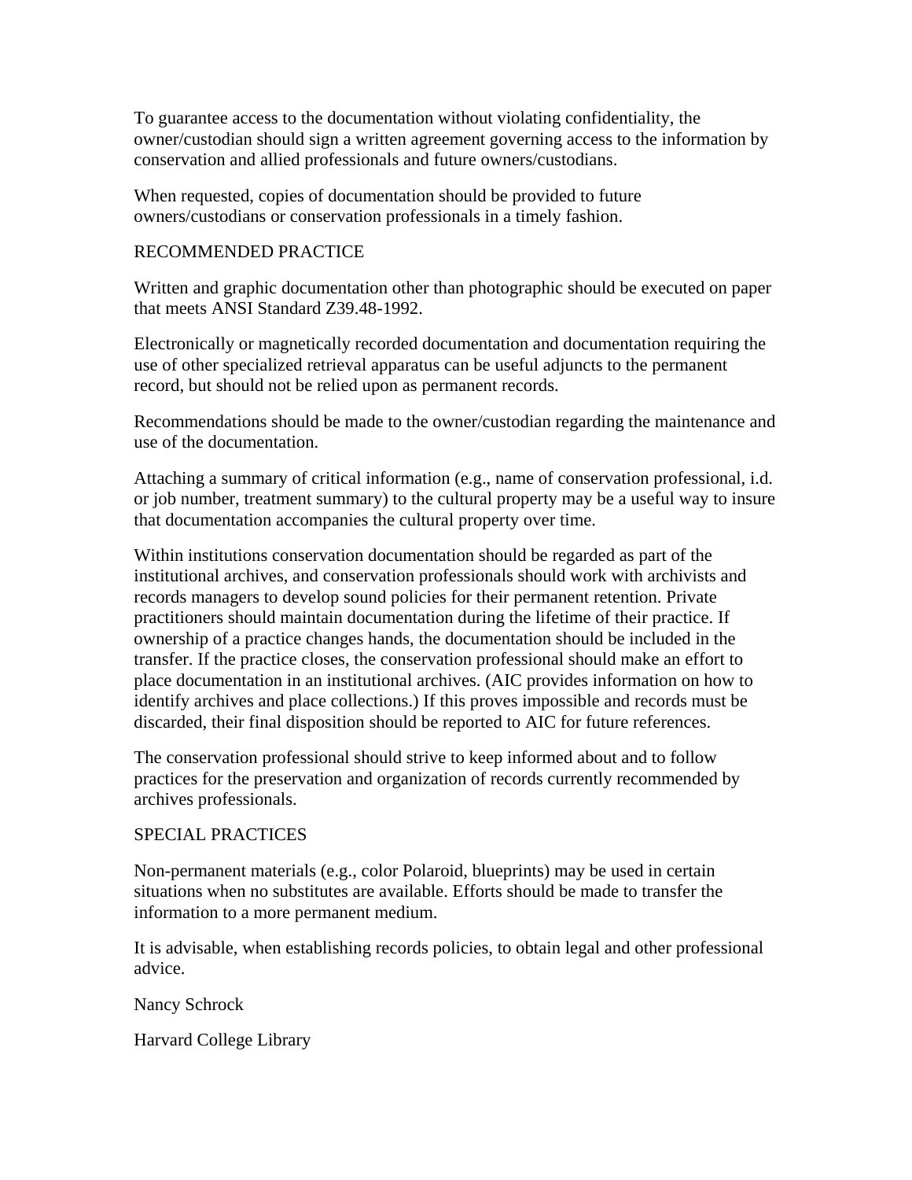To guarantee access to the documentation without violating confidentiality, the owner/custodian should sign a written agreement governing access to the information by conservation and allied professionals and future owners/custodians.

When requested, copies of documentation should be provided to future owners/custodians or conservation professionals in a timely fashion.

## RECOMMENDED PRACTICE

Written and graphic documentation other than photographic should be executed on paper that meets ANSI Standard Z39.48-1992.

Electronically or magnetically recorded documentation and documentation requiring the use of other specialized retrieval apparatus can be useful adjuncts to the permanent record, but should not be relied upon as permanent records.

Recommendations should be made to the owner/custodian regarding the maintenance and use of the documentation.

Attaching a summary of critical information (e.g., name of conservation professional, i.d. or job number, treatment summary) to the cultural property may be a useful way to insure that documentation accompanies the cultural property over time.

Within institutions conservation documentation should be regarded as part of the institutional archives, and conservation professionals should work with archivists and records managers to develop sound policies for their permanent retention. Private practitioners should maintain documentation during the lifetime of their practice. If ownership of a practice changes hands, the documentation should be included in the transfer. If the practice closes, the conservation professional should make an effort to place documentation in an institutional archives. (AIC provides information on how to identify archives and place collections.) If this proves impossible and records must be discarded, their final disposition should be reported to AIC for future references.

The conservation professional should strive to keep informed about and to follow practices for the preservation and organization of records currently recommended by archives professionals.

## SPECIAL PRACTICES

Non-permanent materials (e.g., color Polaroid, blueprints) may be used in certain situations when no substitutes are available. Efforts should be made to transfer the information to a more permanent medium.

It is advisable, when establishing records policies, to obtain legal and other professional advice.

Nancy Schrock

Harvard College Library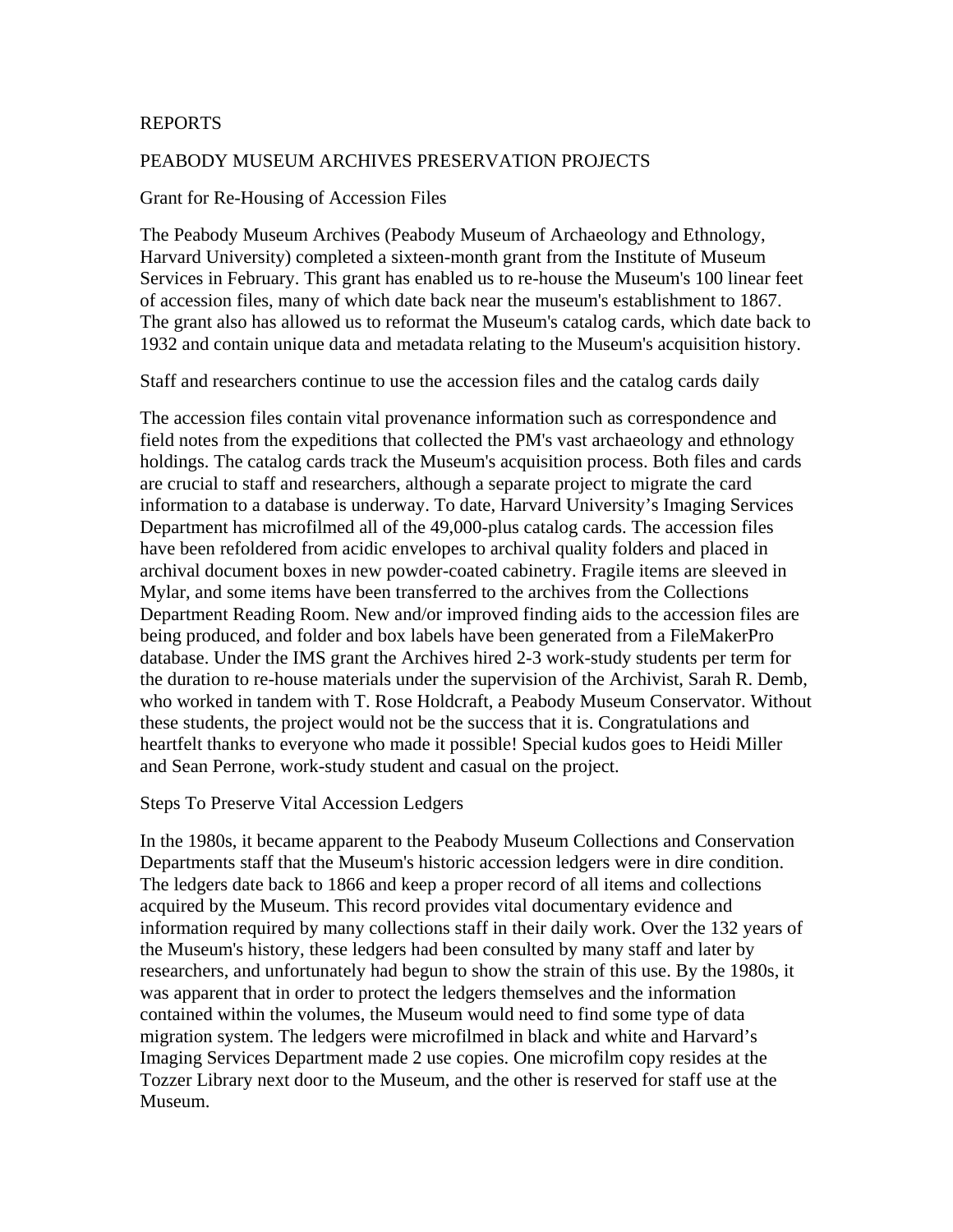# REPORTS

## PEABODY MUSEUM ARCHIVES PRESERVATION PROJECTS

### Grant for Re-Housing of Accession Files

The Peabody Museum Archives (Peabody Museum of Archaeology and Ethnology, Harvard University) completed a sixteen-month grant from the Institute of Museum Services in February. This grant has enabled us to re-house the Museum's 100 linear feet of accession files, many of which date back near the museum's establishment to 1867. The grant also has allowed us to reformat the Museum's catalog cards, which date back to 1932 and contain unique data and metadata relating to the Museum's acquisition history.

Staff and researchers continue to use the accession files and the catalog cards daily

The accession files contain vital provenance information such as correspondence and field notes from the expeditions that collected the PM's vast archaeology and ethnology holdings. The catalog cards track the Museum's acquisition process. Both files and cards are crucial to staff and researchers, although a separate project to migrate the card information to a database is underway. To date, Harvard University's Imaging Services Department has microfilmed all of the 49,000-plus catalog cards. The accession files have been refoldered from acidic envelopes to archival quality folders and placed in archival document boxes in new powder-coated cabinetry. Fragile items are sleeved in Mylar, and some items have been transferred to the archives from the Collections Department Reading Room. New and/or improved finding aids to the accession files are being produced, and folder and box labels have been generated from a FileMakerPro database. Under the IMS grant the Archives hired 2-3 work-study students per term for the duration to re-house materials under the supervision of the Archivist, Sarah R. Demb, who worked in tandem with T. Rose Holdcraft, a Peabody Museum Conservator. Without these students, the project would not be the success that it is. Congratulations and heartfelt thanks to everyone who made it possible! Special kudos goes to Heidi Miller and Sean Perrone, work-study student and casual on the project.

### Steps To Preserve Vital Accession Ledgers

In the 1980s, it became apparent to the Peabody Museum Collections and Conservation Departments staff that the Museum's historic accession ledgers were in dire condition. The ledgers date back to 1866 and keep a proper record of all items and collections acquired by the Museum. This record provides vital documentary evidence and information required by many collections staff in their daily work. Over the 132 years of the Museum's history, these ledgers had been consulted by many staff and later by researchers, and unfortunately had begun to show the strain of this use. By the 1980s, it was apparent that in order to protect the ledgers themselves and the information contained within the volumes, the Museum would need to find some type of data migration system. The ledgers were microfilmed in black and white and Harvard's Imaging Services Department made 2 use copies. One microfilm copy resides at the Tozzer Library next door to the Museum, and the other is reserved for staff use at the Museum.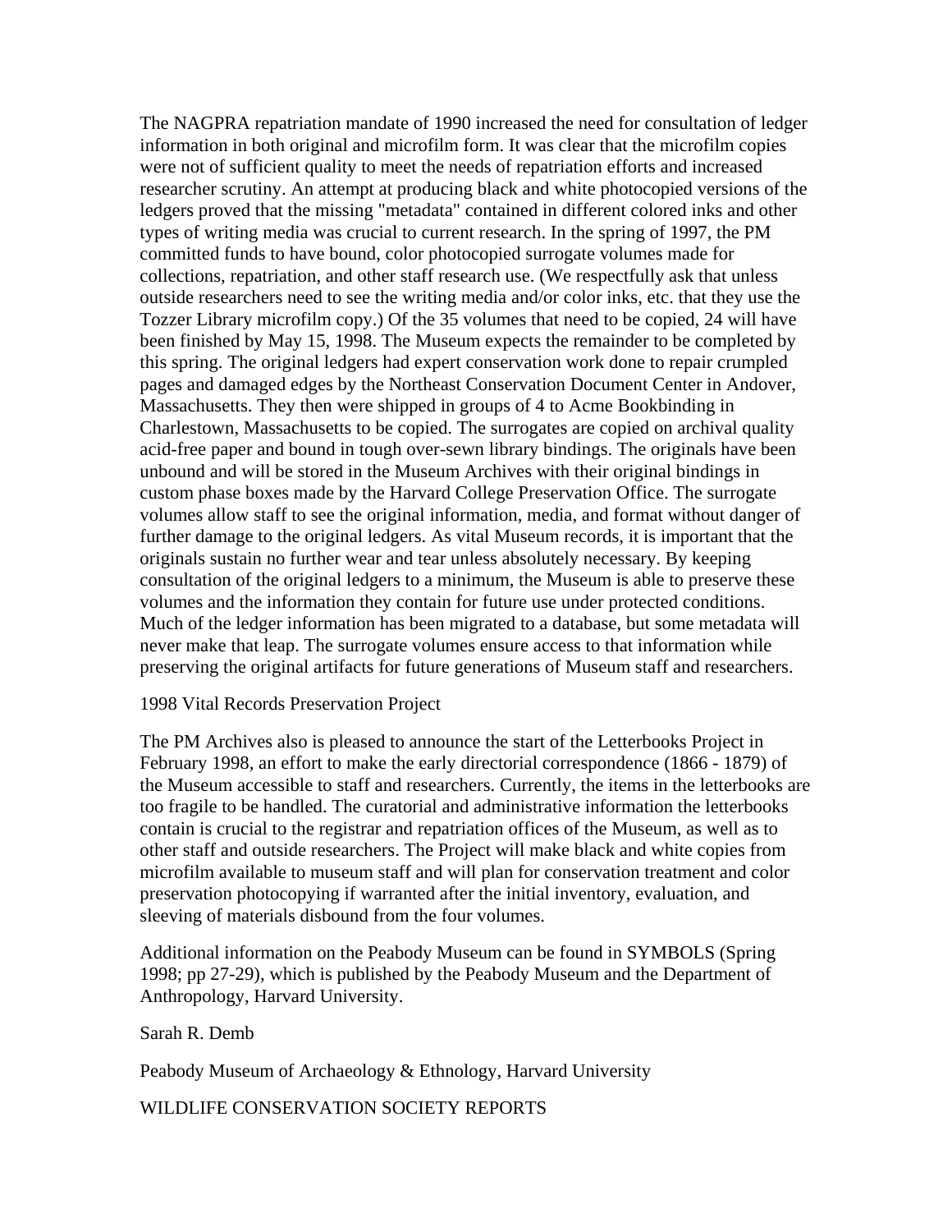The NAGPRA repatriation mandate of 1990 increased the need for consultation of ledger information in both original and microfilm form. It was clear that the microfilm copies were not of sufficient quality to meet the needs of repatriation efforts and increased researcher scrutiny. An attempt at producing black and white photocopied versions of the ledgers proved that the missing "metadata" contained in different colored inks and other types of writing media was crucial to current research. In the spring of 1997, the PM committed funds to have bound, color photocopied surrogate volumes made for collections, repatriation, and other staff research use. (We respectfully ask that unless outside researchers need to see the writing media and/or color inks, etc. that they use the Tozzer Library microfilm copy.) Of the 35 volumes that need to be copied, 24 will have been finished by May 15, 1998. The Museum expects the remainder to be completed by this spring. The original ledgers had expert conservation work done to repair crumpled pages and damaged edges by the Northeast Conservation Document Center in Andover, Massachusetts. They then were shipped in groups of 4 to Acme Bookbinding in Charlestown, Massachusetts to be copied. The surrogates are copied on archival quality acid-free paper and bound in tough over-sewn library bindings. The originals have been unbound and will be stored in the Museum Archives with their original bindings in custom phase boxes made by the Harvard College Preservation Office. The surrogate volumes allow staff to see the original information, media, and format without danger of further damage to the original ledgers. As vital Museum records, it is important that the originals sustain no further wear and tear unless absolutely necessary. By keeping consultation of the original ledgers to a minimum, the Museum is able to preserve these volumes and the information they contain for future use under protected conditions. Much of the ledger information has been migrated to a database, but some metadata will never make that leap. The surrogate volumes ensure access to that information while preserving the original artifacts for future generations of Museum staff and researchers.

1998 Vital Records Preservation Project

The PM Archives also is pleased to announce the start of the Letterbooks Project in February 1998, an effort to make the early directorial correspondence (1866 - 1879) of the Museum accessible to staff and researchers. Currently, the items in the letterbooks are too fragile to be handled. The curatorial and administrative information the letterbooks contain is crucial to the registrar and repatriation offices of the Museum, as well as to other staff and outside researchers. The Project will make black and white copies from microfilm available to museum staff and will plan for conservation treatment and color preservation photocopying if warranted after the initial inventory, evaluation, and sleeving of materials disbound from the four volumes.

Additional information on the Peabody Museum can be found in SYMBOLS (Spring 1998; pp 27-29), which is published by the Peabody Museum and the Department of Anthropology, Harvard University.

Sarah R. Demb

Peabody Museum of Archaeology & Ethnology, Harvard University

WILDLIFE CONSERVATION SOCIETY REPORTS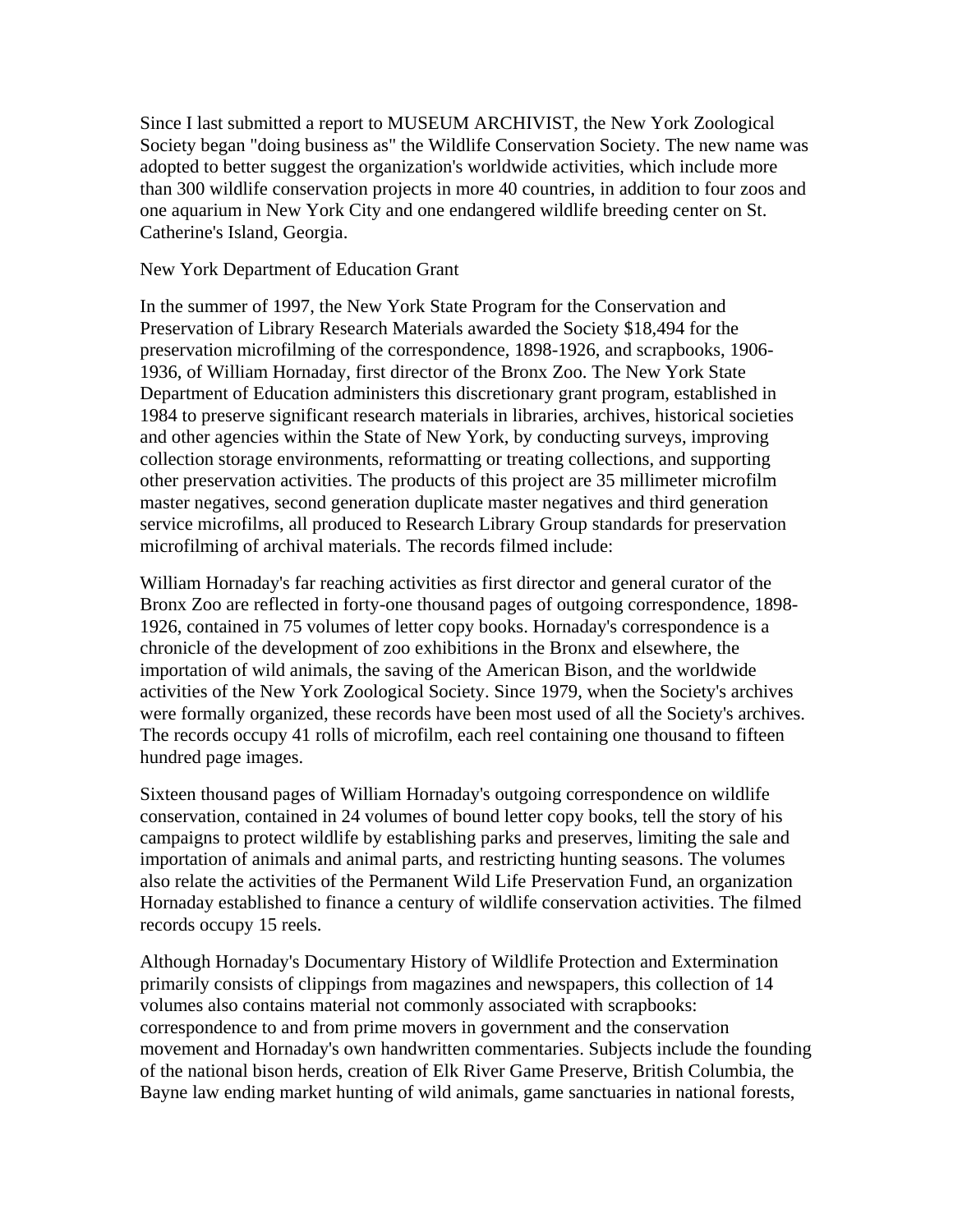Since I last submitted a report to MUSEUM ARCHIVIST, the New York Zoological Society began "doing business as" the Wildlife Conservation Society. The new name was adopted to better suggest the organization's worldwide activities, which include more than 300 wildlife conservation projects in more 40 countries, in addition to four zoos and one aquarium in New York City and one endangered wildlife breeding center on St. Catherine's Island, Georgia.

## New York Department of Education Grant

In the summer of 1997, the New York State Program for the Conservation and Preservation of Library Research Materials awarded the Society $18,494 for the preservation microfilming of the correspondence, 1898-1926, and scrapbooks, 1906-1936, of William Hornaday, first director of the Bronx Zoo. The New York State Department of Education administers this discretionary grant program, established in 1984 to preserve significant research materials in libraries, archives, historical societies and other agencies within the State of New York, by conducting surveys, improving collection storage environments, reformatting or treating collections, and supporting other preservation activities. The products of this project are 35 millimeter microfilm master negatives, second generation duplicate master negatives and third generation service microfilms, all produced to Research Library Group standards for preservation microfilming of archival materials. The records filmed include:

William Hornaday's far reaching activities as first director and general curator of the Bronx Zoo are reflected in forty-one thousand pages of outgoing correspondence, 1898-1926, contained in 75 volumes of letter copy books. Hornaday's correspondence is a chronicle of the development of zoo exhibitions in the Bronx and elsewhere, the importation of wild animals, the saving of the American Bison, and the worldwide activities of the New York Zoological Society. Since 1979, when the Society's archives were formally organized, these records have been most used of all the Society's archives. The records occupy 41 rolls of microfilm, each reel containing one thousand to fifteen hundred page images.

Sixteen thousand pages of William Hornaday's outgoing correspondence on wildlife conservation, contained in 24 volumes of bound letter copy books, tell the story of his campaigns to protect wildlife by establishing parks and preserves, limiting the sale and importation of animals and animal parts, and restricting hunting seasons. The volumes also relate the activities of the Permanent Wild Life Preservation Fund, an organization Hornaday established to finance a century of wildlife conservation activities. The filmed records occupy 15 reels.

Although Hornaday's Documentary History of Wildlife Protection and Extermination primarily consists of clippings from magazines and newspapers, this collection of 14 volumes also contains material not commonly associated with scrapbooks: correspondence to and from prime movers in government and the conservation movement and Hornaday's own handwritten commentaries. Subjects include the founding of the national bison herds, creation of Elk River Game Preserve, British Columbia, the Bayne law ending market hunting of wild animals, game sanctuaries in national forests,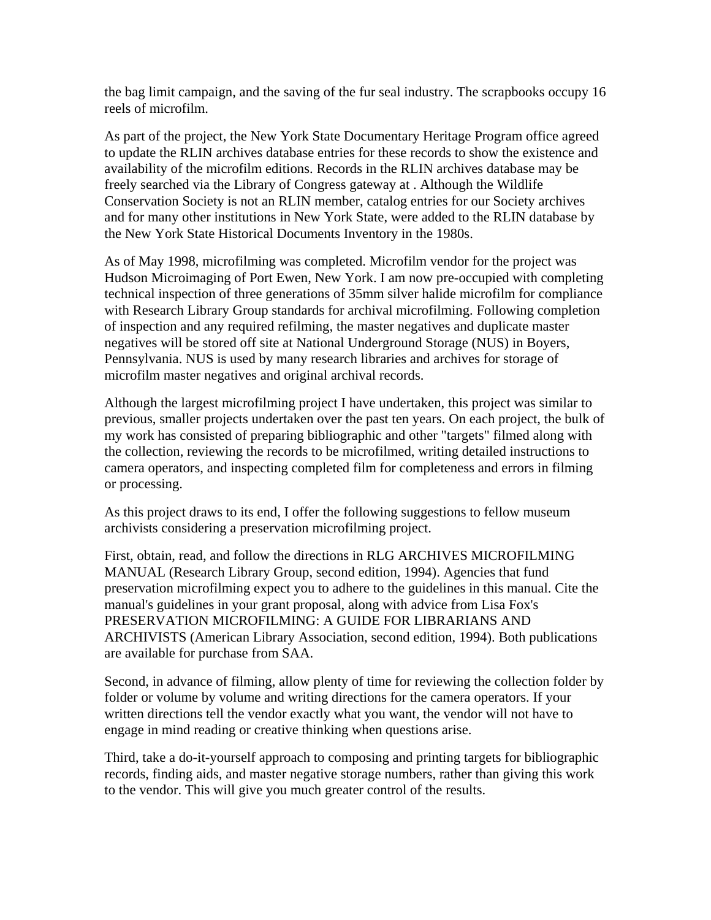the bag limit campaign, and the saving of the fur seal industry. The scrapbooks occupy 16 reels of microfilm.

As part of the project, the New York State Documentary Heritage Program office agreed to update the RLIN archives database entries for these records to show the existence and availability of the microfilm editions. Records in the RLIN archives database may be freely searched via the Library of Congress gateway at . Although the Wildlife Conservation Society is not an RLIN member, catalog entries for our Society archives and for many other institutions in New York State, were added to the RLIN database by the New York State Historical Documents Inventory in the 1980s.

As of May 1998, microfilming was completed. Microfilm vendor for the project was Hudson Microimaging of Port Ewen, New York. I am now pre-occupied with completing technical inspection of three generations of 35mm silver halide microfilm for compliance with Research Library Group standards for archival microfilming. Following completion of inspection and any required refilming, the master negatives and duplicate master negatives will be stored off site at National Underground Storage (NUS) in Boyers, Pennsylvania. NUS is used by many research libraries and archives for storage of microfilm master negatives and original archival records.

Although the largest microfilming project I have undertaken, this project was similar to previous, smaller projects undertaken over the past ten years. On each project, the bulk of my work has consisted of preparing bibliographic and other "targets" filmed along with the collection, reviewing the records to be microfilmed, writing detailed instructions to camera operators, and inspecting completed film for completeness and errors in filming or processing.

As this project draws to its end, I offer the following suggestions to fellow museum archivists considering a preservation microfilming project.

First, obtain, read, and follow the directions in RLG ARCHIVES MICROFILMING MANUAL (Research Library Group, second edition, 1994). Agencies that fund preservation microfilming expect you to adhere to the guidelines in this manual. Cite the manual's guidelines in your grant proposal, along with advice from Lisa Fox's PRESERVATION MICROFILMING: A GUIDE FOR LIBRARIANS AND ARCHIVISTS (American Library Association, second edition, 1994). Both publications are available for purchase from SAA.

Second, in advance of filming, allow plenty of time for reviewing the collection folder by folder or volume by volume and writing directions for the camera operators. If your written directions tell the vendor exactly what you want, the vendor will not have to engage in mind reading or creative thinking when questions arise.

Third, take a do-it-yourself approach to composing and printing targets for bibliographic records, finding aids, and master negative storage numbers, rather than giving this work to the vendor. This will give you much greater control of the results.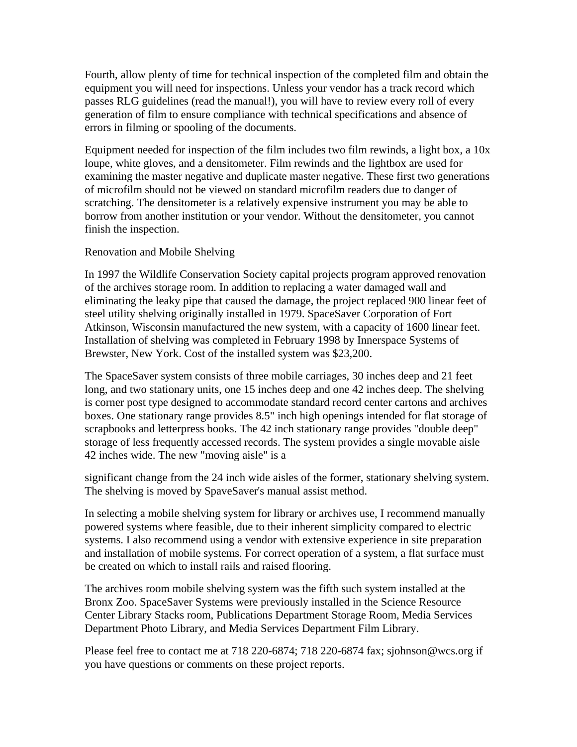Fourth, allow plenty of time for technical inspection of the completed film and obtain the equipment you will need for inspections. Unless your vendor has a track record which passes RLG guidelines (read the manual!), you will have to review every roll of every generation of film to ensure compliance with technical specifications and absence of errors in filming or spooling of the documents.

Equipment needed for inspection of the film includes two film rewinds, a light box, a 10x loupe, white gloves, and a densitometer. Film rewinds and the lightbox are used for examining the master negative and duplicate master negative. These first two generations of microfilm should not be viewed on standard microfilm readers due to danger of scratching. The densitometer is a relatively expensive instrument you may be able to borrow from another institution or your vendor. Without the densitometer, you cannot finish the inspection.

Renovation and Mobile Shelving

In 1997 the Wildlife Conservation Society capital projects program approved renovation of the archives storage room. In addition to replacing a water damaged wall and eliminating the leaky pipe that caused the damage, the project replaced 900 linear feet of steel utility shelving originally installed in 1979. SpaceSaver Corporation of Fort Atkinson, Wisconsin manufactured the new system, with a capacity of 1600 linear feet. Installation of shelving was completed in February 1998 by Innerspace Systems of Brewster, New York. Cost of the installed system was $23,200.

The SpaceSaver system consists of three mobile carriages, 30 inches deep and 21 feet long, and two stationary units, one 15 inches deep and one 42 inches deep. The shelving is corner post type designed to accommodate standard record center cartons and archives boxes. One stationary range provides 8.5" inch high openings intended for flat storage of scrapbooks and letterpress books. The 42 inch stationary range provides "double deep" storage of less frequently accessed records. The system provides a single movable aisle 42 inches wide. The new "moving aisle" is a significant change from the 24 inch wide aisles of the former, stationary shelving system. The shelving is moved by SpaveSaver's manual assist method.

In selecting a mobile shelving system for library or archives use, I recommend manually powered systems where feasible, due to their inherent simplicity compared to electric systems. I also recommend using a vendor with extensive experience in site preparation and installation of mobile systems. For correct operation of a system, a flat surface must be created on which to install rails and raised flooring.

The archives room mobile shelving system was the fifth such system installed at the Bronx Zoo. SpaceSaver Systems were previously installed in the Science Resource Center Library Stacks room, Publications Department Storage Room, Media Services Department Photo Library, and Media Services Department Film Library.

Please feel free to contact me at 718 220-6874; 718 220-6874 fax; sjohnson@wcs.org if you have questions or comments on these project reports.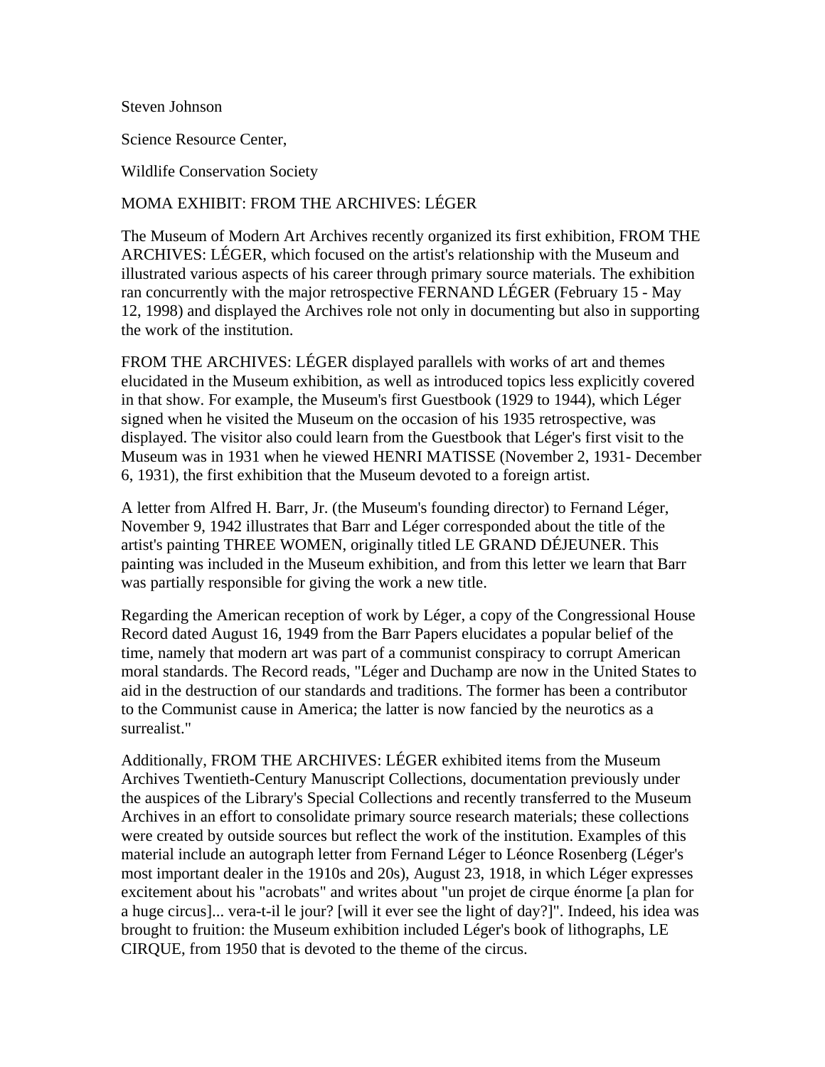Steven Johnson

Science Resource Center,

Wildlife Conservation Society

## MOMA EXHIBIT: FROM THE ARCHIVES: LÉGER

The Museum of Modern Art Archives recently organized its first exhibition, FROM THE ARCHIVES: LÉGER, which focused on the artist's relationship with the Museum and illustrated various aspects of his career through primary source materials. The exhibition ran concurrently with the major retrospective FERNAND LÉGER (February 15 - May 12, 1998) and displayed the Archives role not only in documenting but also in supporting the work of the institution.

FROM THE ARCHIVES: LÉGER displayed parallels with works of art and themes elucidated in the Museum exhibition, as well as introduced topics less explicitly covered in that show. For example, the Museum's first Guestbook (1929 to 1944), which Léger signed when he visited the Museum on the occasion of his 1935 retrospective, was displayed. The visitor also could learn from the Guestbook that Léger's first visit to the Museum was in 1931 when he viewed HENRI MATISSE (November 2, 1931- December 6, 1931), the first exhibition that the Museum devoted to a foreign artist.

A letter from Alfred H. Barr, Jr. (the Museum's founding director) to Fernand Léger, November 9, 1942 illustrates that Barr and Léger corresponded about the title of the artist's painting THREE WOMEN, originally titled LE GRAND DÉJEUNER. This painting was included in the Museum exhibition, and from this letter we learn that Barr was partially responsible for giving the work a new title.

Regarding the American reception of work by Léger, a copy of the Congressional House Record dated August 16, 1949 from the Barr Papers elucidates a popular belief of the time, namely that modern art was part of a communist conspiracy to corrupt American moral standards. The Record reads, "Léger and Duchamp are now in the United States to aid in the destruction of our standards and traditions. The former has been a contributor to the Communist cause in America; the latter is now fancied by the neurotics as a surrealist."

Additionally, FROM THE ARCHIVES: LÉGER exhibited items from the Museum Archives Twentieth-Century Manuscript Collections, documentation previously under the auspices of the Library's Special Collections and recently transferred to the Museum Archives in an effort to consolidate primary source research materials; these collections were created by outside sources but reflect the work of the institution. Examples of this material include an autograph letter from Fernand Léger to Léonce Rosenberg (Léger's most important dealer in the 1910s and 20s), August 23, 1918, in which Léger expresses excitement about his "acrobats" and writes about "un projet de cirque énorme [a plan for a huge circus]... vera-t-il le jour? [will it ever see the light of day?]". Indeed, his idea was brought to fruition: the Museum exhibition included Léger's book of lithographs, LE CIRQUE, from 1950 that is devoted to the theme of the circus.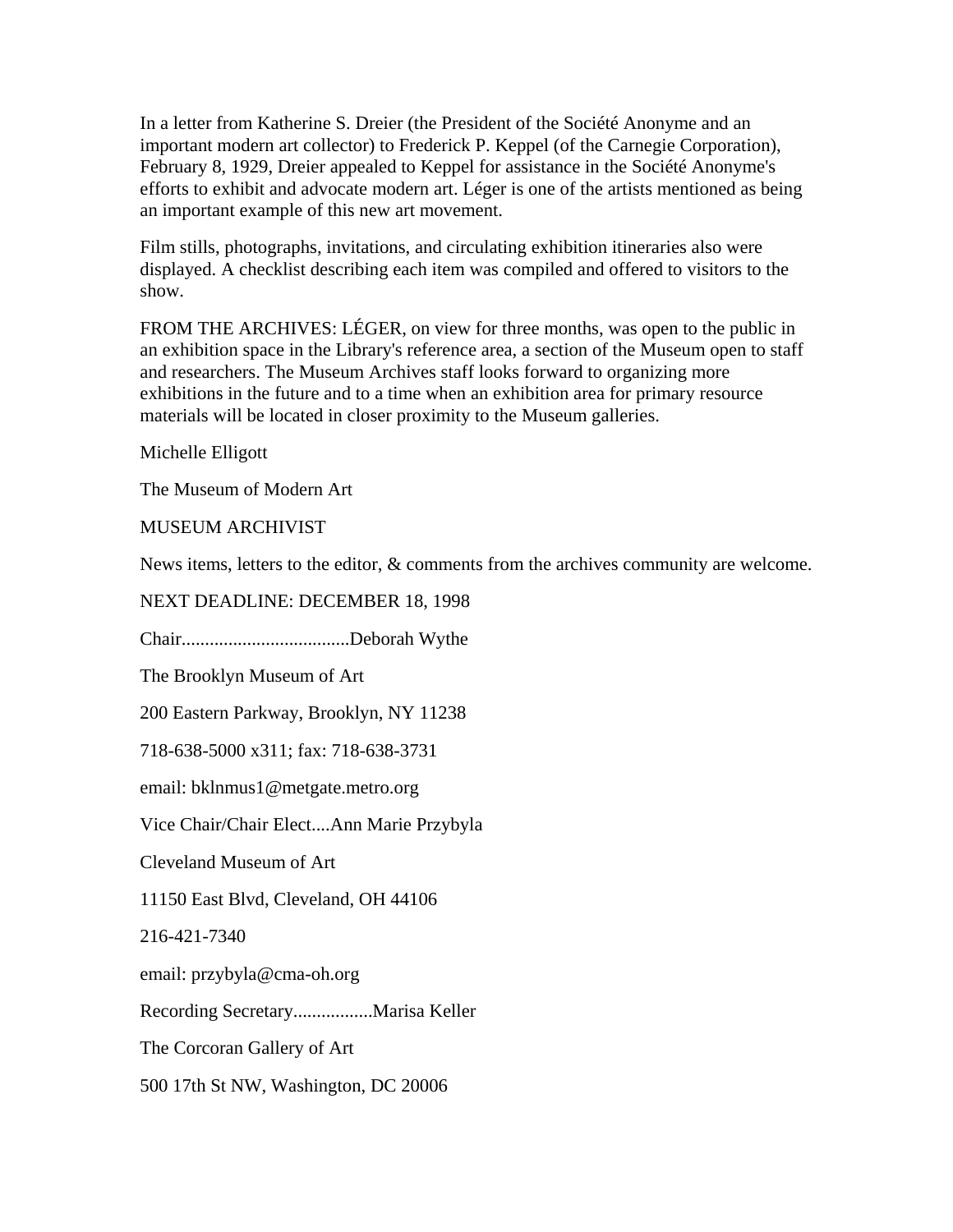In a letter from Katherine S. Dreier (the President of the Société Anonyme and an important modern art collector) to Frederick P. Keppel (of the Carnegie Corporation), February 8, 1929, Dreier appealed to Keppel for assistance in the Société Anonyme's efforts to exhibit and advocate modern art. Léger is one of the artists mentioned as being an important example of this new art movement.

Film stills, photographs, invitations, and circulating exhibition itineraries also were displayed. A checklist describing each item was compiled and offered to visitors to the show.

FROM THE ARCHIVES: LÉGER, on view for three months, was open to the public in an exhibition space in the Library's reference area, a section of the Museum open to staff and researchers. The Museum Archives staff looks forward to organizing more exhibitions in the future and to a time when an exhibition area for primary resource materials will be located in closer proximity to the Museum galleries.

Michelle Elligott

The Museum of Modern Art

MUSEUM ARCHIVIST

News items, letters to the editor, & comments from the archives community are welcome.

NEXT DEADLINE: DECEMBER 18, 1998

Chair....................................Deborah Wythe

The Brooklyn Museum of Art

200 Eastern Parkway, Brooklyn, NY 11238

718-638-5000 x311; fax: 718-638-3731

email: bklnmus1@metgate.metro.org

Vice Chair/Chair Elect....Ann Marie Przybyla

Cleveland Museum of Art

11150 East Blvd, Cleveland, OH 44106

216-421-7340

email: przybyla@cma-oh.org

Recording Secretary.................Marisa Keller

The Corcoran Gallery of Art

500 17th St NW, Washington, DC 20006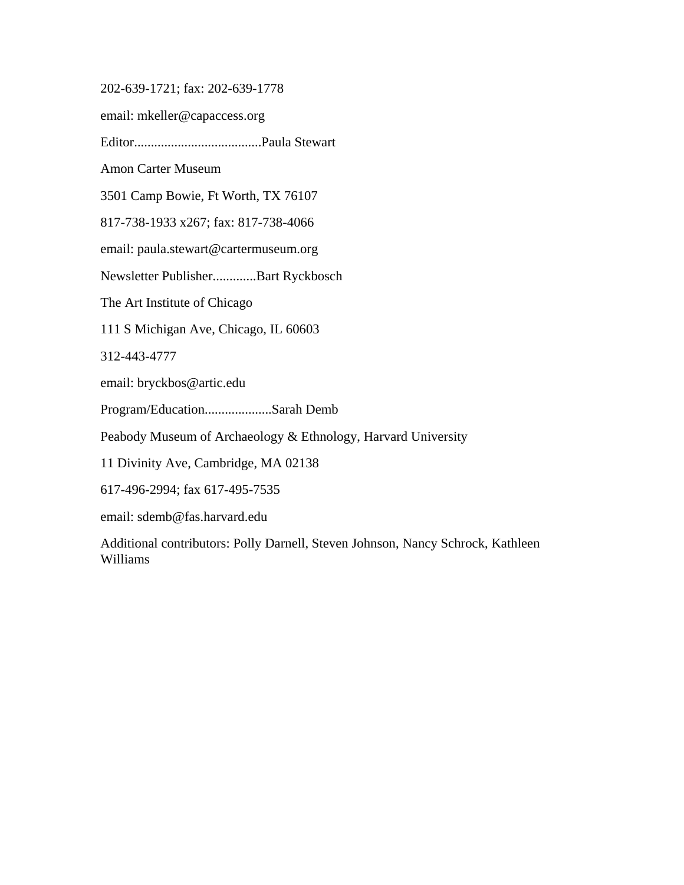202-639-1721; fax: 202-639-1778

email: mkeller@capaccess.org

Editor......................................Paula Stewart

Amon Carter Museum

3501 Camp Bowie, Ft Worth, TX 76107

817-738-1933 x267; fax: 817-738-4066

email: paula.stewart@cartermuseum.org

Newsletter Publisher.............Bart Ryckbosch

The Art Institute of Chicago

111 S Michigan Ave, Chicago, IL 60603

312-443-4777

email: bryckbos@artic.edu

Program/Education....................Sarah Demb

Peabody Museum of Archaeology & Ethnology, Harvard University

11 Divinity Ave, Cambridge, MA 02138

617-496-2994; fax 617-495-7535

email: sdemb@fas.harvard.edu

Additional contributors: Polly Darnell, Steven Johnson, Nancy Schrock, Kathleen Williams